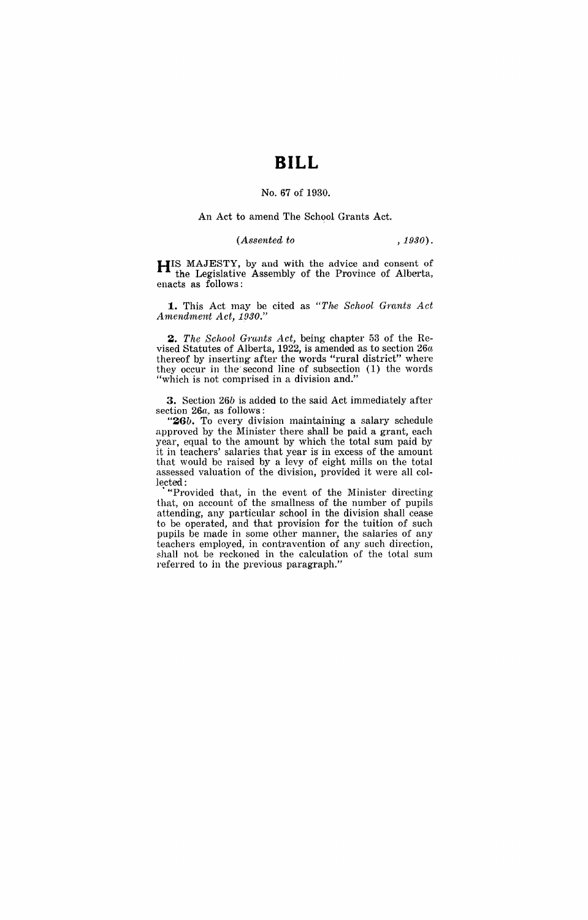# BILL

No. 67 of 1930.

An Act to amend The School Grants Act.

*(Assented to , 1930).*

HIS MAJESTY, by and with the advice and consent of the Legislative Assembly of the Province of Alberta, enacts as follows:

**1.** This Act may be cited as *"The School Grants Act Amendment Act, 1930."*

**2.** *The School Grants Act,* being chapter 53 of the Revised Statutes of Alberta, 1922, is amended as to section 26*a* thereof by inserting after the words "rural district" where they occur in the second line of subsection (1) the words "which is not comprised in a division and."

**3.** Section 26*b* is added to the said Act immediately after section 26*a*, as follows:

"**26*b*.** To every division maintaining a salary schedule approved by the Minister there shall be paid a grant, each year, equal to the amount by which the total sum paid by it in teachers' salaries that year is in excess of the amount that would be raised by a levy of eight mills on the total assessed valuation of the division, provided it were all collected:

"Provided that, in the event of the Minister directing that, on account of the smallness of the number of pupils attending, any particular school in the division shall cease to be operated, and that provision for the tuition of such pupils be made in some other manner, the salaries of any teachers employed, in contravention of any such direction, shall not be reckoned in the calculation of the total sum referred to in the previous paragraph."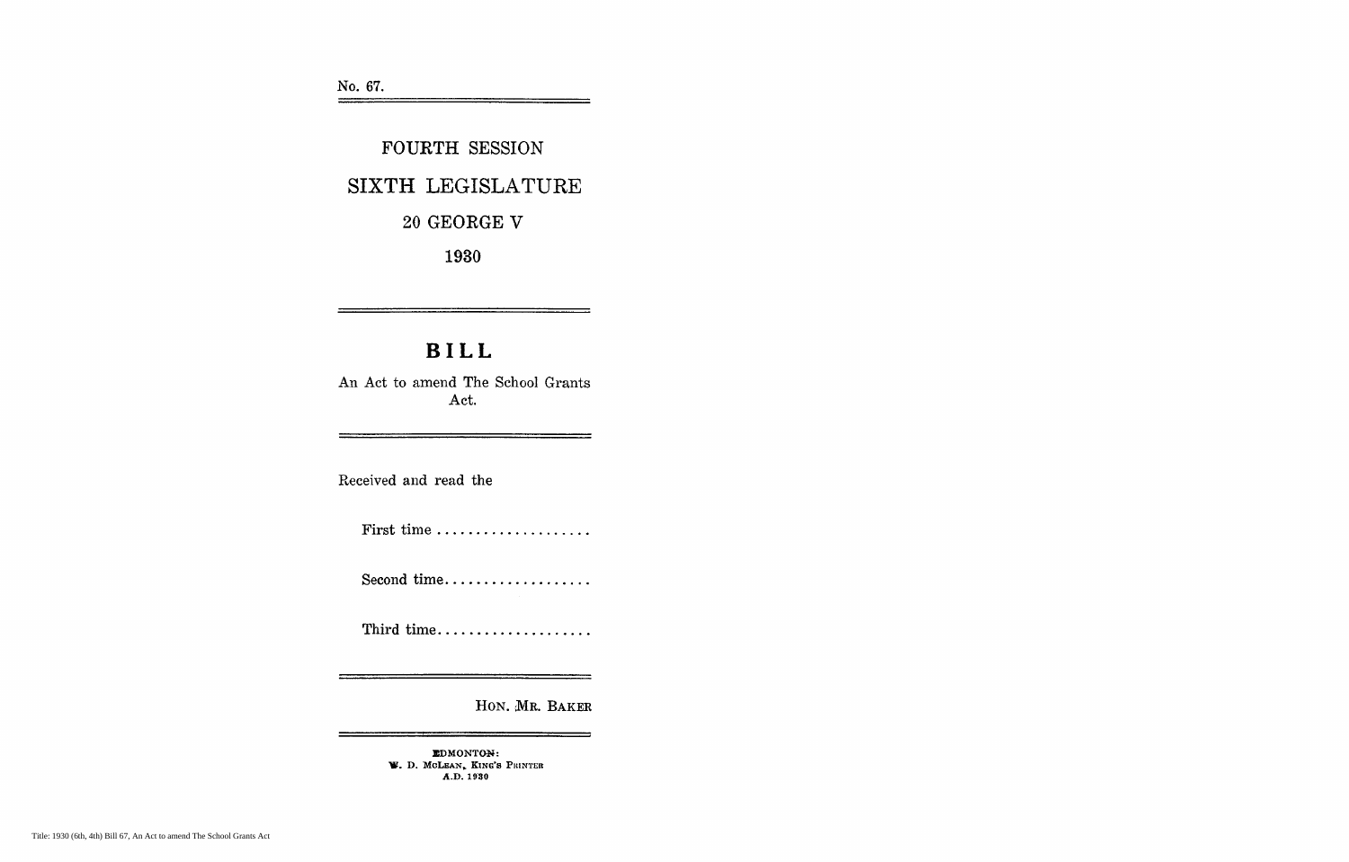No. 67.

FOURTH SESSION

SIXTH LEGISLATURE

20 GEORGE V

1930

# BILL

An Act to amend The School Grants Act.

Received and read the

First time ....................

Second time...................

Third time....................

HON. MR. BAKER

EDMONTON:
W. D. McLEAN, KING'S PRINTER
A.D. 1930

Title: 1930 (6th, 4th) Bill 67, An Act to amend The School Grants Act